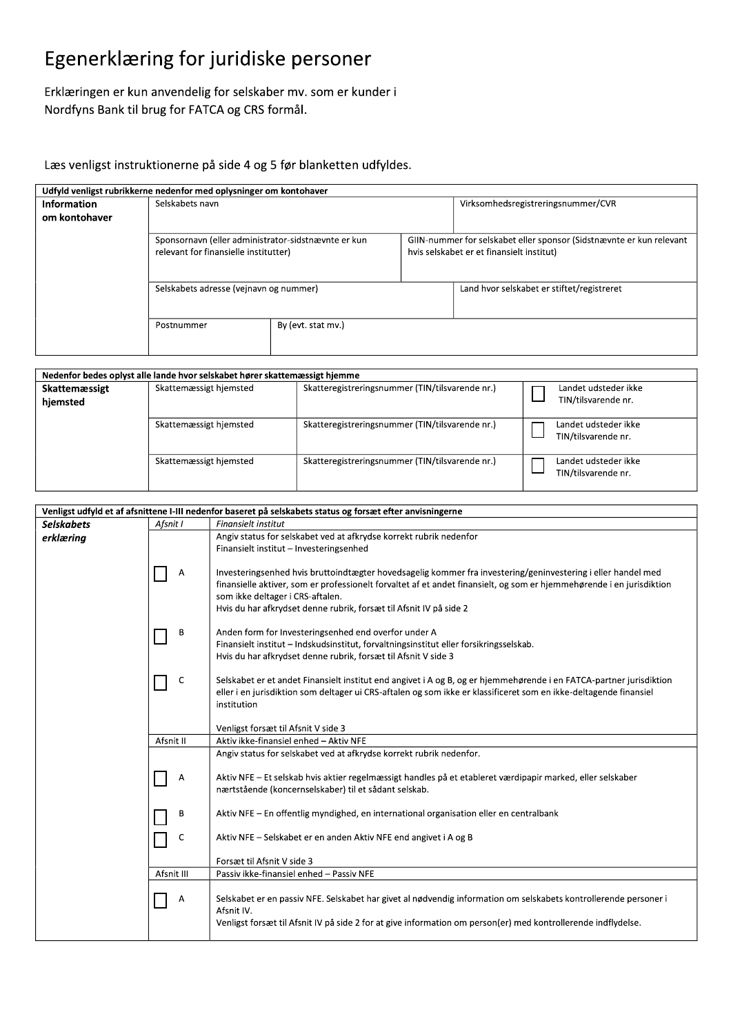# Egenerklæring for juridiske personer

Erklæringen er kun anvendelig for selskaber mv. som er kunder i Nordfyns Bank til brug for FATCA og CRS formål.

Læs venligst instruktionerne på side 4 og 5 før blanketten udfyldes.

| Udfyld venligst rubrikkerne nedenfor med oplysninger om kontohaver | | | |
|---|---|---|---|
| **Information om kontohaver** | Selskabets navn | | Virksomhedsregistreringsnummer/CVR |
| | Sponsornavn (eller administrator-sidstnævnte er kun relevant for finansielle institutter) | | GIIN-nummer for selskabet eller sponsor (Sidstnævnte er kun relevant hvis selskabet er et finansielt institut) |
| | Selskabets adresse (vejnavn og nummer) | | Land hvor selskabet er stiftet/registreret |
| | Postnummer | By (evt. stat mv.) | |

| Nedenfor bedes oplyst alle lande hvor selskabet hører skattemæssigt hjemme | | | |
|---|---|---|---|
| **Skattemæssigt hjemsted** | Skattemæssigt hjemsted | Skatteregistreringsnummer (TIN/tilsvarende nr.) | ☐ Landet udsteder ikke TIN/tilsvarende nr. |
| | Skattemæssigt hjemsted | Skatteregistreringsnummer (TIN/tilsvarende nr.) | ☐ Landet udsteder ikke TIN/tilsvarende nr. |
| | Skattemæssigt hjemsted | Skatteregistreringsnummer (TIN/tilsvarende nr.) | ☐ Landet udsteder ikke TIN/tilsvarende nr. |

| Venligst udfyld et af afsnittene I-III nedenfor baseret på selskabets status og forsæt efter anvisningerne | | |
|---|---|---|
| ***Selskabets erklæring*** | *Afsnit I* | *Finansielt institut* |
| | | Angiv status for selskabet ved at afkrydse korrekt rubrik nedenfor<br>Finansielt institut – Investeringsenhed |
| | ☐ A | Investeringsenhed hvis bruttoindtægter hovedsagelig kommer fra investering/geninvestering i eller handel med finansielle aktiver, som er professionelt forvaltet af et andet finansielt, og som er hjemmehørende i en jurisdiktion som ikke deltager i CRS-aftalen.<br>Hvis du har afkrydset denne rubrik, forsæt til Afsnit IV på side 2 |
| | ☐ B | Anden form for Investeringsenhed end overfor under A<br>Finansielt institut – Indskudsinstitut, forvaltningsinstitut eller forsikringsselskab.<br>Hvis du har afkrydset denne rubrik, forsæt til Afsnit V side 3 |
| | ☐ C | Selskabet er et andet Finansielt institut end angivet i A og B, og er hjemmehørende i en FATCA-partner jurisdiktion eller i en jurisdiktion som deltager ui CRS-aftalen og som ikke er klassificeret som en ikke-deltagende finansiel institution<br><br>Venligst forsæt til Afsnit V side 3 |
| | Afsnit II | Aktiv ikke-finansiel enhed – Aktiv NFE |
| | | Angiv status for selskabet ved at afkrydse korrekt rubrik nedenfor. |
| | ☐ A | Aktiv NFE – Et selskab hvis aktier regelmæssigt handles på et etableret værdipapir marked, eller selskaber nærtstående (koncernselskaber) til et sådant selskab. |
| | ☐ B | Aktiv NFE – En offentlig myndighed, en international organisation eller en centralbank |
| | ☐ C | Aktiv NFE – Selskabet er en anden Aktiv NFE end angivet i A og B<br><br>Forsæt til Afsnit V side 3 |
| | Afsnit III | Passiv ikke-finansiel enhed – Passiv NFE |
| | ☐ A | Selskabet er en passiv NFE. Selskabet har givet al nødvendig information om selskabets kontrollerende personer i Afsnit IV.<br>Venligst forsæt til Afsnit IV på side 2 for at give information om person(er) med kontrollerende indflydelse. |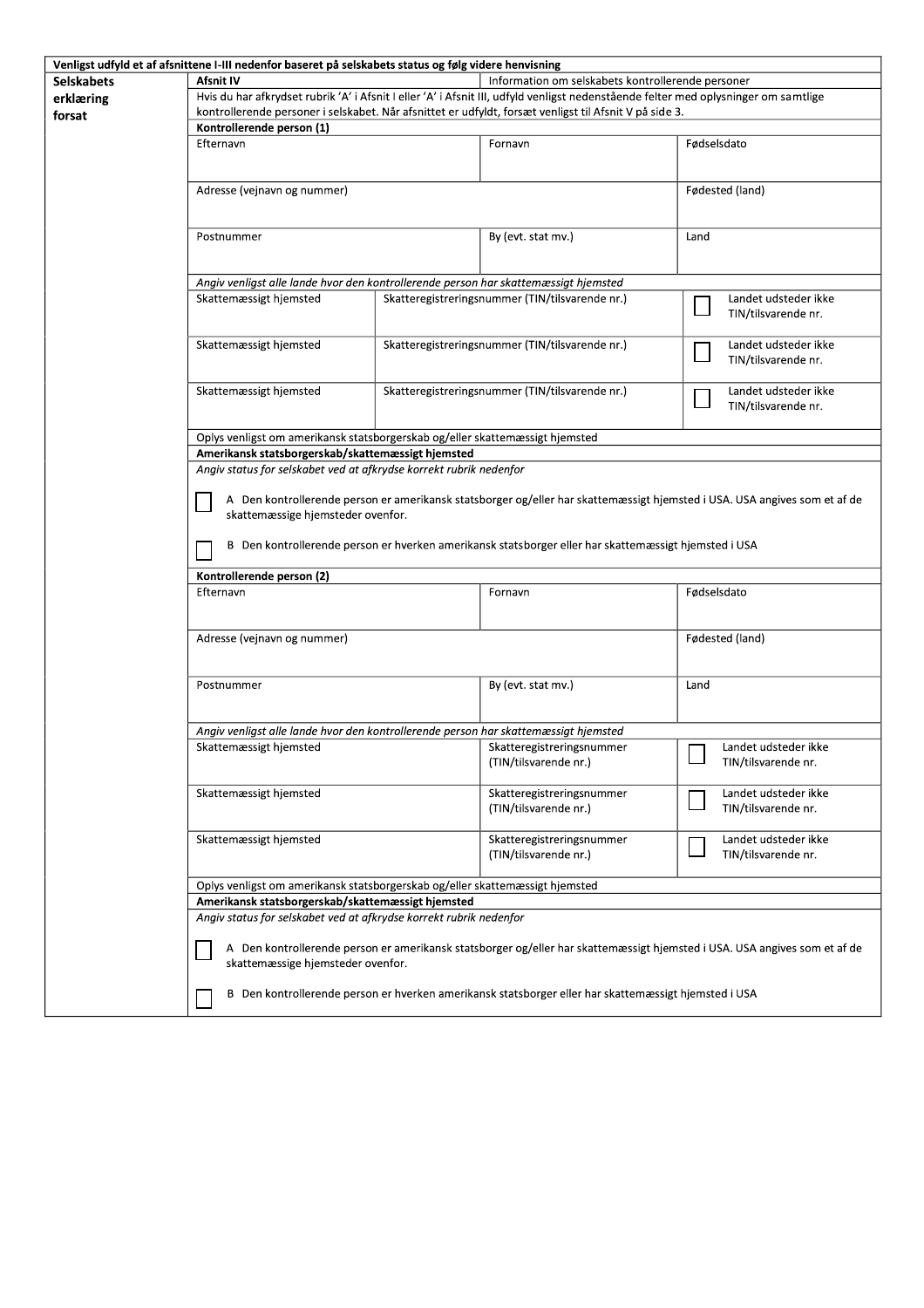**Venligst udfyld et af afsnittene I-III nedenfor baseret på selskabets status og følg videre henvisning**

**Selskabets erklæring forsat**

| **Afsnit IV** | Information om selskabets kontrollerende personer |
|---|---|

Hvis du har afkrydset rubrik 'A' i Afsnit I eller 'A' i Afsnit III, udfyld venligst nedenstående felter med oplysninger om samtlige kontrollerende personer i selskabet. Når afsnittet er udfyldt, forsæt venligst til Afsnit V på side 3.

**Kontrollerende person (1)**

| Efternavn | Fornavn | Fødselsdato |
|---|---|---|
| Adresse (vejnavn og nummer) | | Fødested (land) |
| Postnummer | By (evt. stat mv.) | Land |

*Angiv venligst alle lande hvor den kontrollerende person har skattemæssigt hjemsted*

| Skattemæssigt hjemsted | Skatteregistreringsnummer (TIN/tilsvarende nr.) | ☐ Landet udsteder ikke TIN/tilsvarende nr. |
|---|---|---|
| Skattemæssigt hjemsted | Skatteregistreringsnummer (TIN/tilsvarende nr.) | ☐ Landet udsteder ikke TIN/tilsvarende nr. |
| Skattemæssigt hjemsted | Skatteregistreringsnummer (TIN/tilsvarende nr.) | ☐ Landet udsteder ikke TIN/tilsvarende nr. |

Oplys venligst om amerikansk statsborgerskab og/eller skattemæssigt hjemsted

**Amerikansk statsborgerskab/skattemæssigt hjemsted**

*Angiv status for selskabet ved at afkrydse korrekt rubrik nedenfor*

☐ A Den kontrollerende person er amerikansk statsborger og/eller har skattemæssigt hjemsted i USA. USA angives som et af de skattemæssige hjemsteder ovenfor.

☐ B Den kontrollerende person er hverken amerikansk statsborger eller har skattemæssigt hjemsted i USA

**Kontrollerende person (2)**

| Efternavn | Fornavn | Fødselsdato |
|---|---|---|
| Adresse (vejnavn og nummer) | | Fødested (land) |
| Postnummer | By (evt. stat mv.) | Land |

*Angiv venligst alle lande hvor den kontrollerende person har skattemæssigt hjemsted*

| Skattemæssigt hjemsted | Skatteregistreringsnummer (TIN/tilsvarende nr.) | ☐ Landet udsteder ikke TIN/tilsvarende nr. |
|---|---|---|
| Skattemæssigt hjemsted | Skatteregistreringsnummer (TIN/tilsvarende nr.) | ☐ Landet udsteder ikke TIN/tilsvarende nr. |
| Skattemæssigt hjemsted | Skatteregistreringsnummer (TIN/tilsvarende nr.) | ☐ Landet udsteder ikke TIN/tilsvarende nr. |

Oplys venligst om amerikansk statsborgerskab og/eller skattemæssigt hjemsted

**Amerikansk statsborgerskab/skattemæssigt hjemsted**

*Angiv status for selskabet ved at afkrydse korrekt rubrik nedenfor*

☐ A Den kontrollerende person er amerikansk statsborger og/eller har skattemæssigt hjemsted i USA. USA angives som et af de skattemæssige hjemsteder ovenfor.

☐ B Den kontrollerende person er hverken amerikansk statsborger eller har skattemæssigt hjemsted i USA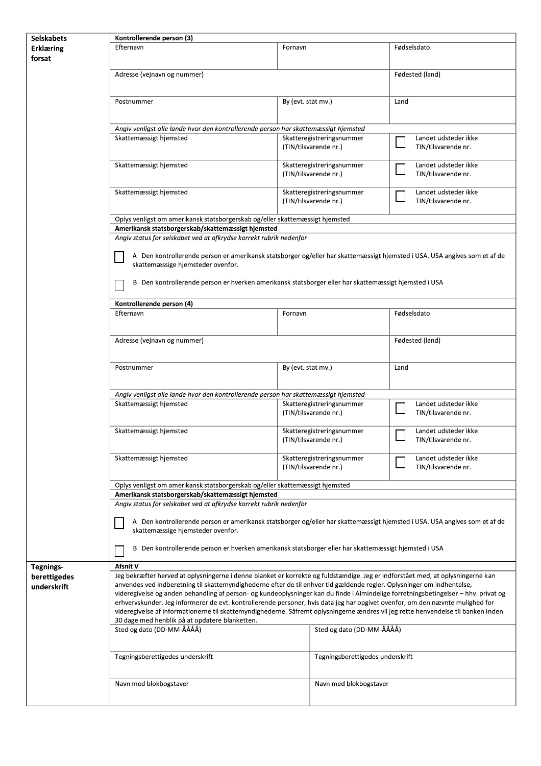**Selskabets Erklæring forsat**

**Kontrollerende person (3)**

| Efternavn | Fornavn | Fødselsdato |
|---|---|---|
| Adresse (vejnavn og nummer) | | Fødested (land) |
| Postnummer | By (evt. stat mv.) | Land |

*Angiv venligst alle lande hvor den kontrollerende person har skattemæssigt hjemsted*

| Skattemæssigt hjemsted | Skatteregistreringsnummer (TIN/tilsvarende nr.) | ☐ Landet udsteder ikke TIN/tilsvarende nr. |
|---|---|---|
| Skattemæssigt hjemsted | Skatteregistreringsnummer (TIN/tilsvarende nr.) | ☐ Landet udsteder ikke TIN/tilsvarende nr. |
| Skattemæssigt hjemsted | Skatteregistreringsnummer (TIN/tilsvarende nr.) | ☐ Landet udsteder ikke TIN/tilsvarende nr. |

Oplys venligst om amerikansk statsborgerskab og/eller skattemæssigt hjemsted

**Amerikansk statsborgerskab/skattemæssigt hjemsted**

*Angiv status for selskabet ved at afkrydse korrekt rubrik nedenfor*

☐ A Den kontrollerende person er amerikansk statsborger og/eller har skattemæssigt hjemsted i USA. USA angives som et af de skattemæssige hjemsteder ovenfor.

☐ B Den kontrollerende person er hverken amerikansk statsborger eller har skattemæssigt hjemsted i USA

**Kontrollerende person (4)**

| Efternavn | Fornavn | Fødselsdato |
|---|---|---|
| Adresse (vejnavn og nummer) | | Fødested (land) |
| Postnummer | By (evt. stat mv.) | Land |

*Angiv venligst alle lande hvor den kontrollerende person har skattemæssigt hjemsted*

| Skattemæssigt hjemsted | Skatteregistreringsnummer (TIN/tilsvarende nr.) | ☐ Landet udsteder ikke TIN/tilsvarende nr. |
|---|---|---|
| Skattemæssigt hjemsted | Skatteregistreringsnummer (TIN/tilsvarende nr.) | ☐ Landet udsteder ikke TIN/tilsvarende nr. |
| Skattemæssigt hjemsted | Skatteregistreringsnummer (TIN/tilsvarende nr.) | ☐ Landet udsteder ikke TIN/tilsvarende nr. |

Oplys venligst om amerikansk statsborgerskab og/eller skattemæssigt hjemsted

**Amerikansk statsborgerskab/skattemæssigt hjemsted**

*Angiv status for selskabet ved at afkrydse korrekt rubrik nedenfor*

☐ A Den kontrollerende person er amerikansk statsborger og/eller har skattemæssigt hjemsted i USA. USA angives som et af de skattemæssige hjemsteder ovenfor.

☐ B Den kontrollerende person er hverken amerikansk statsborger eller har skattemæssigt hjemsted i USA

**Tegnings-berettigedes underskrift**

**Afsnit V**

Jeg bekræfter herved at oplysningerne i denne blanket er korrekte og fuldstændige. Jeg er indforstået med, at oplysningerne kan anvendes ved indberetning til skattemyndighederne efter de til enhver tid gældende regler. Oplysninger om indhentelse, videregivelse og anden behandling af person- og kundeoplysninger kan du finde i Almindelige forretningsbetingelser – hhv. privat og erhvervskunder. Jeg informerer de evt. kontrollerende personer, hvis data jeg har opgivet ovenfor, om den nævnte mulighed for videregivelse af informationerne til skattemyndighederne. Såfremt oplysningerne ændres vil jeg rette henvendelse til banken inden 30 dage med henblik på at opdatere blanketten.

| Sted og dato (DD-MM-ÅÅÅÅ) | Sted og dato (DD-MM-ÅÅÅÅ) |
|---|---|
| Tegningsberettigedes underskrift | Tegningsberettigedes underskrift |
| Navn med blokbogstaver | Navn med blokbogstaver |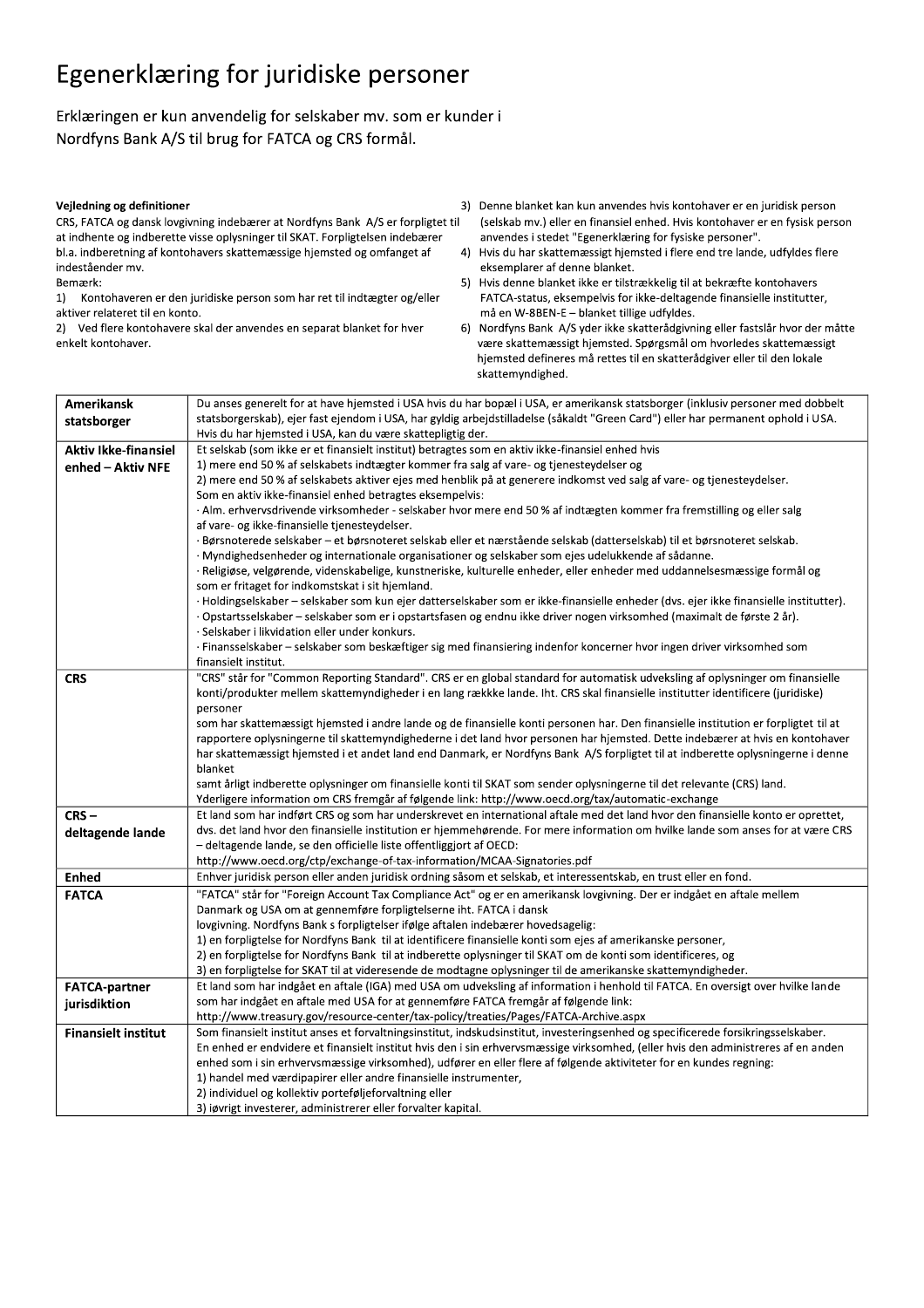# Egenerklæring for juridiske personer

## Erklæringen er kun anvendelig for selskaber mv. som er kunder i Nordfyns Bank A/S til brug for FATCA og CRS formål.

**Vejledning og definitioner**

CRS, FATCA og dansk lovgivning indebærer at Nordfyns Bank A/S er forpligtet til at indhente og indberette visse oplysninger til SKAT. Forpligtelsen indebærer bl.a. indberetning af kontohavers skattemæssige hjemsted og omfanget af indeståender mv.

Bemærk:

1) Kontohaveren er den juridiske person som har ret til indtægter og/eller aktiver relateret til en konto.
2) Ved flere kontohavere skal der anvendes en separat blanket for hver enkelt kontohaver.
3) Denne blanket kan kun anvendes hvis kontohaver er en juridisk person (selskab mv.) eller en finansiel enhed. Hvis kontohaver er en fysisk person anvendes i stedet "Egenerklæring for fysiske personer".
4) Hvis du har skattemæssigt hjemsted i flere end tre lande, udfyldes flere eksemplarer af denne blanket.
5) Hvis denne blanket ikke er tilstrækkelig til at bekræfte kontohavers FATCA-status, eksempelvis for ikke-deltagende finansielle institutter, må en W-8BEN-E – blanket tillige udfyldes.
6) Nordfyns Bank A/S yder ikke skatterådgivning eller fastslår hvor der måtte være skattemæssigt hjemsted. Spørgsmål om hvorledes skattemæssigt hjemsted defineres må rettes til en skatterådgiver eller til den lokale skattemyndighed.

| | |
|---|---|
| **Amerikansk statsborger** | Du anses generelt for at have hjemsted i USA hvis du har bopæl i USA, er amerikansk statsborger (inklusiv personer med dobbelt statsborgerskab), ejer fast ejendom i USA, har gyldig arbejdstilladelse (såkaldt "Green Card") eller har permanent ophold i USA. Hvis du har hjemsted i USA, kan du være skattepligtig der. |
| **Aktiv Ikke-finansiel enhed – Aktiv NFE** | Et selskab (som ikke er et finansielt institut) betragtes som en aktiv ikke-finansiel enhed hvis<br>1) mere end 50 % af selskabets indtægter kommer fra salg af vare- og tjenesteydelser og<br>2) mere end 50 % af selskabets aktiver ejes med henblik på at generere indkomst ved salg af vare- og tjenesteydelser.<br>Som en aktiv ikke-finansiel enhed betragtes eksempelvis:<br>· Alm. erhvervsdrivende virksomheder - selskaber hvor mere end 50 % af indtægten kommer fra fremstilling og eller salg af vare- og ikke-finansielle tjenesteydelser.<br>· Børsnoterede selskaber – et børsnoteret selskab eller et nærstående selskab (datterselskab) til et børsnoteret selskab.<br>· Myndighedsenheder og internationale organisationer og selskaber som ejes udelukkende af sådanne.<br>· Religiøse, velgørende, videnskabelige, kunstneriske, kulturelle enheder, eller enheder med uddannelsesmæssige formål og som er fritaget for indkomstskat i sit hjemland.<br>· Holdingselskaber – selskaber som kun ejer datterselskaber som er ikke-finansielle enheder (dvs. ejer ikke finansielle institutter).<br>· Opstartsselskaber – selskaber som er i opstartsfasen og endnu ikke driver nogen virksomhed (maximalt de første 2 år).<br>· Selskaber i likvidation eller under konkurs.<br>· Finansselskaber – selskaber som beskæftiger sig med finansiering indenfor koncerner hvor ingen driver virksomhed som finansielt institut. |
| **CRS** | "CRS" står for "Common Reporting Standard". CRS er en global standard for automatisk udveksling af oplysninger om finansielle konti/produkter mellem skattemyndigheder i en lang rækkke lande. Iht. CRS skal finansielle institutter identificere (juridiske) personer som har skattemæssigt hjemsted i andre lande og de finansielle konti personen har. Den finansielle institution er forpligtet til at rapportere oplysningerne til skattemyndighederne i det land hvor personen har hjemsted. Dette indebærer at hvis en kontohaver har skattemæssigt hjemsted i et andet land end Danmark, er Nordfyns Bank A/S forpligtet til at indberette oplysningerne i denne blanket samt årligt indberette oplysninger om finansielle konti til SKAT som sender oplysningerne til det relevante (CRS) land.<br>Yderligere information om CRS fremgår af følgende link: http://www.oecd.org/tax/automatic-exchange |
| **CRS – deltagende lande** | Et land som har indført CRS og som har underskrevet en international aftale med det land hvor den finansielle konto er oprettet, dvs. det land hvor den finansielle institution er hjemmehørende. For mere information om hvilke lande som anses for at være CRS – deltagende lande, se den officielle liste offentliggjort af OECD:<br>http://www.oecd.org/ctp/exchange-of-tax-information/MCAA-Signatories.pdf |
| **Enhed** | Enhver juridisk person eller anden juridisk ordning såsom et selskab, et interessentskab, en trust eller en fond. |
| **FATCA** | "FATCA" står for "Foreign Account Tax Compliance Act" og er en amerikansk lovgivning. Der er indgået en aftale mellem Danmark og USA om at gennemføre forpligtelserne iht. FATCA i dansk lovgivning. Nordfyns Bank s forpligtelser ifølge aftalen indebærer hovedsagelig:<br>1) en forpligtelse for Nordfyns Bank til at identificere finansielle konti som ejes af amerikanske personer,<br>2) en forpligtelse for Nordfyns Bank til at indberette oplysninger til SKAT om de konti som identificeres, og<br>3) en forpligtelse for SKAT til at videresende de modtagne oplysninger til de amerikanske skattemyndigheder. |
| **FATCA-partner jurisdiktion** | Et land som har indgået en aftale (IGA) med USA om udveksling af information i henhold til FATCA. En oversigt over hvilke lande som har indgået en aftale med USA for at gennemføre FATCA fremgår af følgende link:<br>http://www.treasury.gov/resource-center/tax-policy/treaties/Pages/FATCA-Archive.aspx |
| **Finansielt institut** | Som finansielt institut anses et forvaltningsinstitut, indskudsinstitut, investeringsenhed og specificerede forsikringsselskaber. En enhed er endvidere et finansielt institut hvis den i sin erhvervsmæssige virksomhed, (eller hvis den administreres af en anden enhed som i sin erhvervsmæssige virksomhed), udfører en eller flere af følgende aktiviteter for en kundes regning:<br>1) handel med værdipapirer eller andre finansielle instrumenter,<br>2) individuel og kollektiv porteføljeforvaltning eller<br>3) iøvrigt investerer, administrerer eller forvalter kapital. |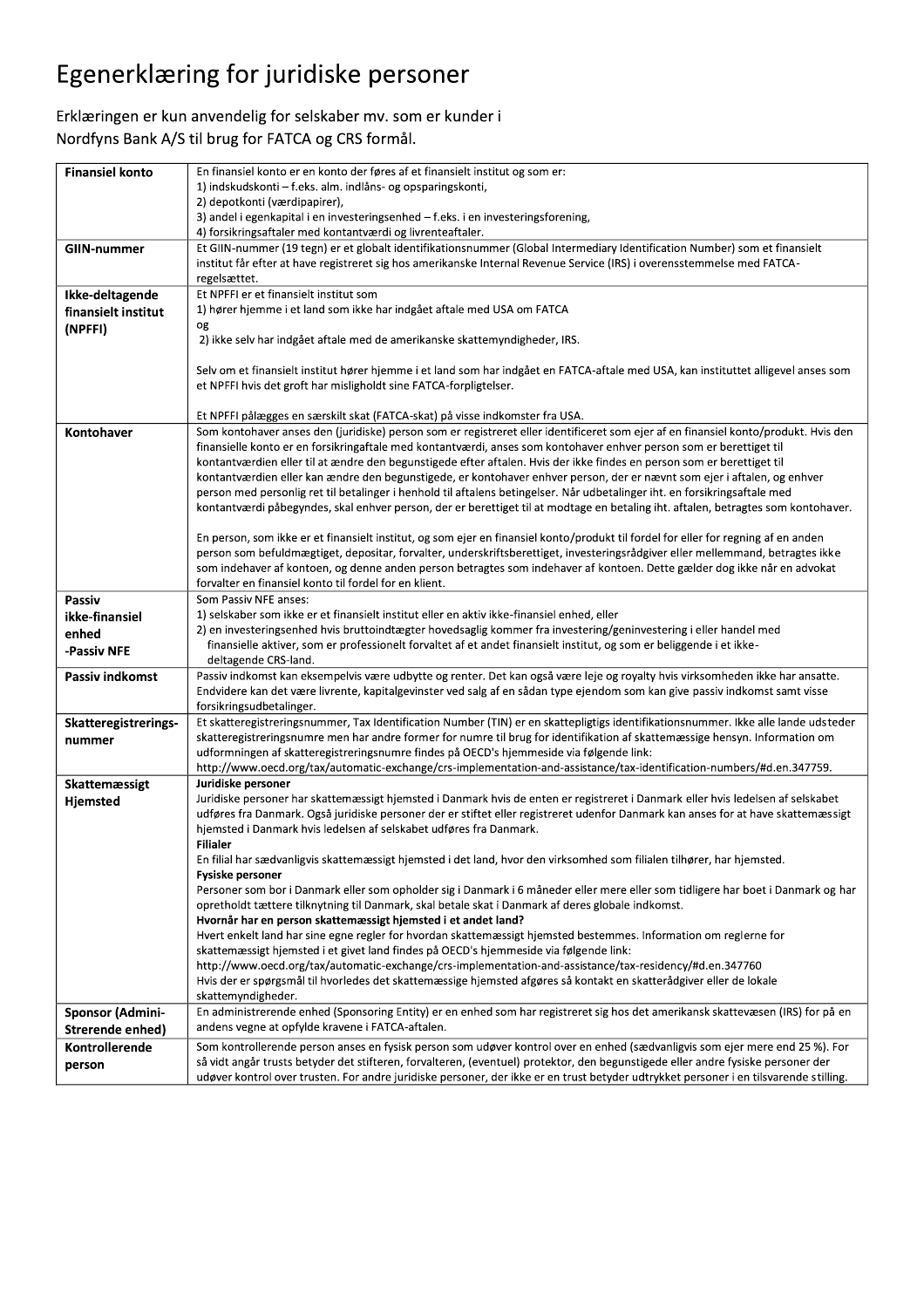# Egenerklæring for juridiske personer

Erklæringen er kun anvendelig for selskaber mv. som er kunder i Nordfyns Bank A/S til brug for FATCA og CRS formål.

| | |
|---|---|
| **Finansiel konto** | En finansiel konto er en konto der føres af et finansielt institut og som er:<br>1) indskudskonti – f.eks. alm. indlåns- og opsparingskonti,<br>2) depotkonti (værdipapirer),<br>3) andel i egenkapital i en investeringsenhed – f.eks. i en investeringsforening,<br>4) forsikringsaftaler med kontantværdi og livrenteaftaler. |
| **GIIN-nummer** | Et GIIN-nummer (19 tegn) er et globalt identifikationsnummer (Global Intermediary Identification Number) som et finansielt institut får efter at have registreret sig hos amerikanske Internal Revenue Service (IRS) i overensstemmelse med FATCA-regelsættet. |
| **Ikke-deltagende finansielt institut (NPFFI)** | Et NPFFI er et finansielt institut som<br>1) hører hjemme i et land som ikke har indgået aftale med USA om FATCA<br>og<br>2) ikke selv har indgået aftale med de amerikanske skattemyndigheder, IRS.<br><br>Selv om et finansielt institut hører hjemme i et land som har indgået en FATCA-aftale med USA, kan instituttet alligevel anses som et NPFFI hvis det groft har misligholdt sine FATCA-forpligtelser.<br><br>Et NPFFI pålægges en særskilt skat (FATCA-skat) på visse indkomster fra USA. |
| **Kontohaver** | Som kontohaver anses den (juridiske) person som er registreret eller identificeret som ejer af en finansiel konto/produkt. Hvis den finansielle konto er en forsikringaftale med kontantværdi, anses som kontohaver enhver person som er berettiget til kontantværdien eller til at ændre den begunstigede efter aftalen. Hvis der ikke findes en person som er berettiget til kontantværdien eller kan ændre den begunstigede, er kontohaver enhver person, der er nævnt som ejer i aftalen, og enhver person med personlig ret til betalinger i henhold til aftalens betingelser. Når udbetalinger iht. en forsikringsaftale med kontantværdi påbegyndes, skal enhver person, der er berettiget til at modtage en betaling iht. aftalen, betragtes som kontohaver.<br><br>En person, som ikke er et finansielt institut, og som ejer en finansiel konto/produkt til fordel for eller for regning af en anden person som befuldmægtiget, depositar, forvalter, underskriftsberettiget, investeringsrådgiver eller mellemmand, betragtes ikke som indehaver af kontoen, og denne anden person betragtes som indehaver af kontoen. Dette gælder dog ikke når en advokat forvalter en finansiel konto til fordel for en klient. |
| **Passiv ikke-finansiel enhed -Passiv NFE** | Som Passiv NFE anses:<br>1) selskaber som ikke er et finansielt institut eller en aktiv ikke-finansiel enhed, eller<br>2) en investeringsenhed hvis bruttoindtægter hovedsaglig kommer fra investering/geninvestering i eller handel med finansielle aktiver, som er professionelt forvaltet af et andet finansielt institut, og som er beliggende i et ikke-deltagende CRS-land. |
| **Passiv indkomst** | Passiv indkomst kan eksempelvis være udbytte og renter. Det kan også være leje og royalty hvis virksomheden ikke har ansatte. Endvidere kan det være livrente, kapitalgevinster ved salg af en sådan type ejendom som kan give passiv indkomst samt visse forsikringsudbetalinger. |
| **Skatteregistrerings-nummer** | Et skatteregistreringsnummer, Tax Identification Number (TIN) er en skattepligtigs identifikationsnummer. Ikke alle lande udsteder skatteregistreringsnumre men har andre former for numre til brug for identifikation af skattemæssige hensyn. Information om udformningen af skatteregistreringsnumre findes på OECD's hjemmeside via følgende link:<br>http://www.oecd.org/tax/automatic-exchange/crs-implementation-and-assistance/tax-identification-numbers/#d.en.347759. |
| **Skattemæssigt Hjemsted** | **Juridiske personer**<br>Juridiske personer har skattemæssigt hjemsted i Danmark hvis de enten er registreret i Danmark eller hvis ledelsen af selskabet udføres fra Danmark. Også juridiske personer der er stiftet eller registreret udenfor Danmark kan anses for at have skattemæssigt hjemsted i Danmark hvis ledelsen af selskabet udføres fra Danmark.<br>**Filialer**<br>En filial har sædvanligvis skattemæssigt hjemsted i det land, hvor den virksomhed som filialen tilhører, har hjemsted.<br>**Fysiske personer**<br>Personer som bor i Danmark eller som opholder sig i Danmark i 6 måneder eller mere eller som tidligere har boet i Danmark og har opretholdt tættere tilknytning til Danmark, skal betale skat i Danmark af deres globale indkomst.<br>**Hvornår har en person skattemæssigt hjemsted i et andet land?**<br>Hvert enkelt land har sine egne regler for hvordan skattemæssigt hjemsted bestemmes. Information om reglerne for skattemæssigt hjemsted i et givet land findes på OECD's hjemmeside via følgende link:<br>http://www.oecd.org/tax/automatic-exchange/crs-implementation-and-assistance/tax-residency/#d.en.347760<br>Hvis der er spørgsmål til hvorledes det skattemæssige hjemsted afgøres så kontakt en skatterådgiver eller de lokale skattemyndigheder. |
| **Sponsor (Admini-Strerende enhed)** | En administrerende enhed (Sponsoring Entity) er en enhed som har registreret sig hos det amerikansk skattevæsen (IRS) for på en andens vegne at opfylde kravene i FATCA-aftalen. |
| **Kontrollerende person** | Som kontrollerende person anses en fysisk person som udøver kontrol over en enhed (sædvanligvis som ejer mere end 25 %). For så vidt angår trusts betyder det stifteren, forvalteren, (eventuel) protektor, den begunstigede eller andre fysiske personer der udøver kontrol over trusten. For andre juridiske personer, der ikke er en trust betyder udtrykket personer i en tilsvarende stilling. |